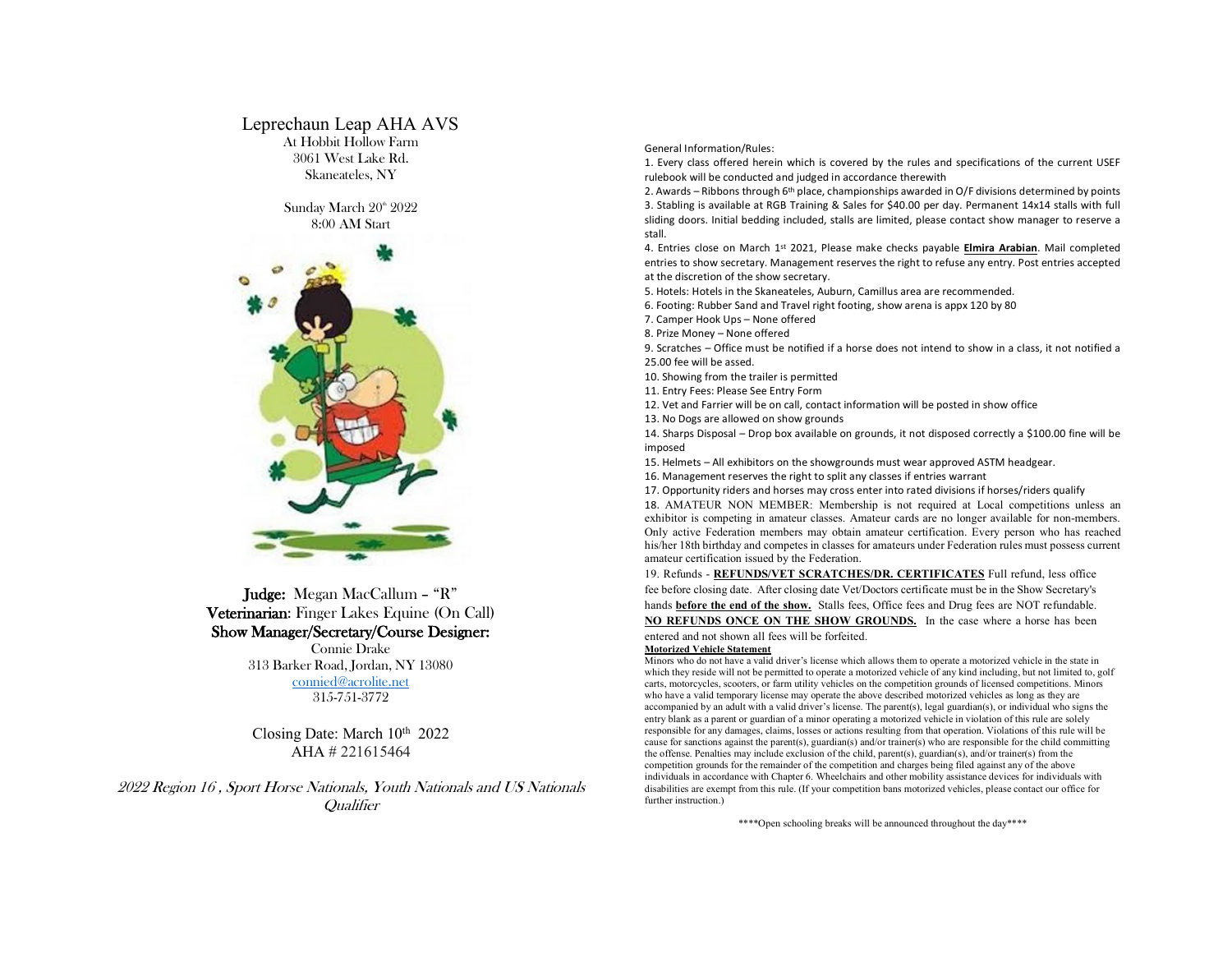# Leprechaun Leap AHA AVS

At Hobbit Hollow Farm
3061 West Lake Rd.
Skaneateles, NY

Sunday March 20th 2022
8:00 AM Start

**Judge:** Megan MacCallum – "R"
**Veterinarian:** Finger Lakes Equine (On Call)
**Show Manager/Secretary/Course Designer:**
Connie Drake
313 Barker Road, Jordan, NY 13080
connied@acrolite.net
315-751-3772

Closing Date: March 10th 2022
AHA # 221615464

*2022 Region 16 , Sport Horse Nationals, Youth Nationals and US Nationals Qualifier*

General Information/Rules:

1. Every class offered herein which is covered by the rules and specifications of the current USEF rulebook will be conducted and judged in accordance therewith
2. Awards – Ribbons through 6th place, championships awarded in O/F divisions determined by points
3. Stabling is available at RGB Training & Sales for $40.00 per day. Permanent 14x14 stalls with full sliding doors. Initial bedding included, stalls are limited, please contact show manager to reserve a stall.
4. Entries close on March 1st 2021, Please make checks payable **Elmira Arabian**. Mail completed entries to show secretary. Management reserves the right to refuse any entry. Post entries accepted at the discretion of the show secretary.
5. Hotels: Hotels in the Skaneateles, Auburn, Camillus area are recommended.
6. Footing: Rubber Sand and Travel right footing, show arena is appx 120 by 80
7. Camper Hook Ups – None offered
8. Prize Money – None offered
9. Scratches – Office must be notified if a horse does not intend to show in a class, it not notified a 25.00 fee will be assed.
10. Showing from the trailer is permitted
11. Entry Fees: Please See Entry Form
12. Vet and Farrier will be on call, contact information will be posted in show office
13. No Dogs are allowed on show grounds
14. Sharps Disposal – Drop box available on grounds, it not disposed correctly a $100.00 fine will be imposed
15. Helmets – All exhibitors on the showgrounds must wear approved ASTM headgear.
16. Management reserves the right to split any classes if entries warrant
17. Opportunity riders and horses may cross enter into rated divisions if horses/riders qualify
18. AMATEUR NON MEMBER: Membership is not required at Local competitions unless an exhibitor is competing in amateur classes. Amateur cards are no longer available for non-members. Only active Federation members may obtain amateur certification. Every person who has reached his/her 18th birthday and competes in classes for amateurs under Federation rules must possess current amateur certification issued by the Federation.
19. Refunds - **REFUNDS/VET SCRATCHES/DR. CERTIFICATES** Full refund, less office fee before closing date. After closing date Vet/Doctors certificate must be in the Show Secretary's hands **before the end of the show.** Stalls fees, Office fees and Drug fees are NOT refundable. **NO REFUNDS ONCE ON THE SHOW GROUNDS.** In the case where a horse has been entered and not shown all fees will be forfeited.

**Motorized Vehicle Statement**

Minors who do not have a valid driver's license which allows them to operate a motorized vehicle in the state in which they reside will not be permitted to operate a motorized vehicle of any kind including, but not limited to, golf carts, motorcycles, scooters, or farm utility vehicles on the competition grounds of licensed competitions. Minors who have a valid temporary license may operate the above described motorized vehicles as long as they are accompanied by an adult with a valid driver's license. The parent(s), legal guardian(s), or individual who signs the entry blank as a parent or guardian of a minor operating a motorized vehicle in violation of this rule are solely responsible for any damages, claims, losses or actions resulting from that operation. Violations of this rule will be cause for sanctions against the parent(s), guardian(s) and/or trainer(s) who are responsible for the child committing the offense. Penalties may include exclusion of the child, parent(s), guardian(s), and/or trainer(s) from the competition grounds for the remainder of the competition and charges being filed against any of the above individuals in accordance with Chapter 6. Wheelchairs and other mobility assistance devices for individuals with disabilities are exempt from this rule. (If your competition bans motorized vehicles, please contact our office for further instruction.)

****Open schooling breaks will be announced throughout the day****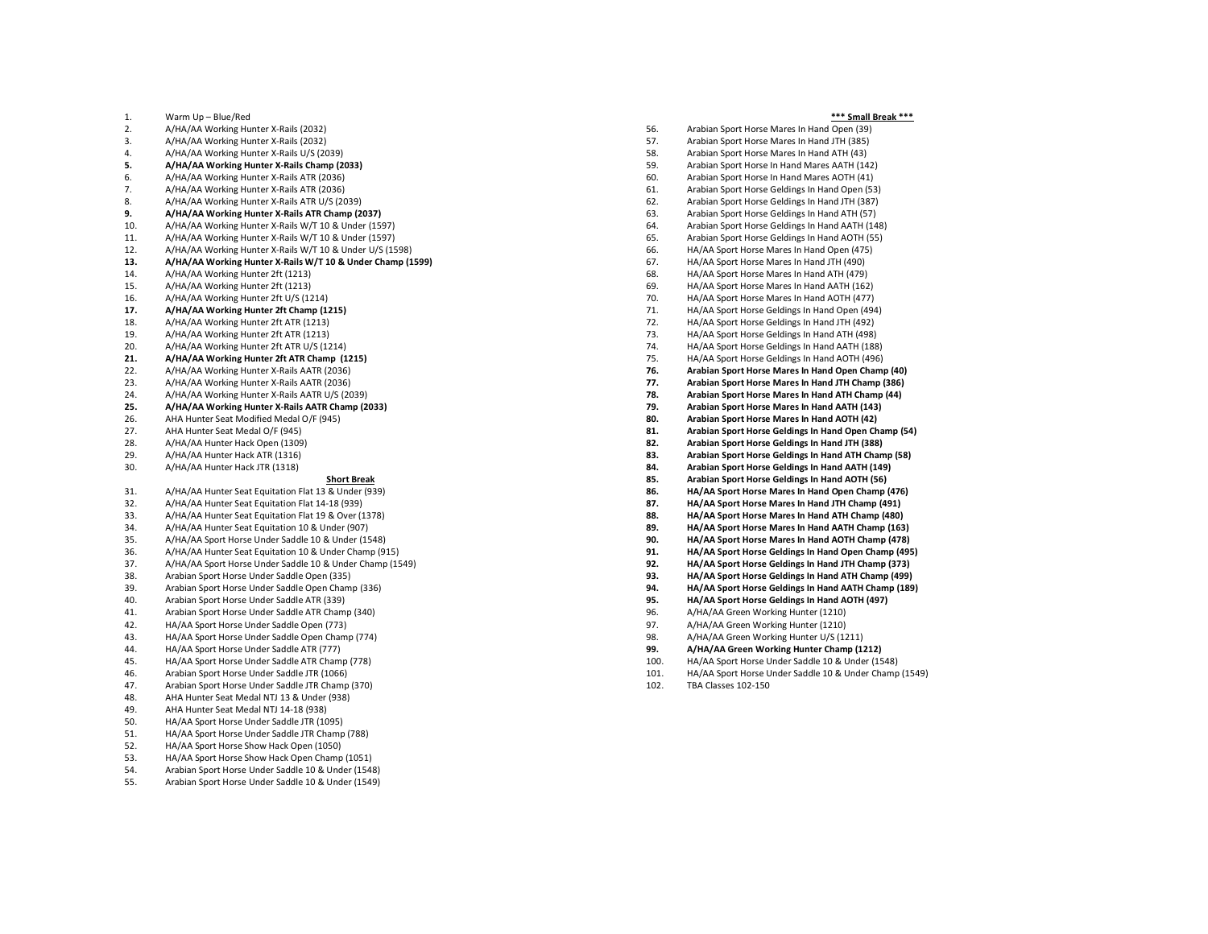1. Warm Up – Blue/Red
2. A/HA/AA Working Hunter X-Rails (2032)
3. A/HA/AA Working Hunter X-Rails (2032)
4. A/HA/AA Working Hunter X-Rails U/S (2039)
5. **A/HA/AA Working Hunter X-Rails Champ (2033)**
6. A/HA/AA Working Hunter X-Rails ATR (2036)
7. A/HA/AA Working Hunter X-Rails ATR (2036)
8. A/HA/AA Working Hunter X-Rails ATR U/S (2039)
9. **A/HA/AA Working Hunter X-Rails ATR Champ (2037)**
10. A/HA/AA Working Hunter X-Rails W/T 10 & Under (1597)
11. A/HA/AA Working Hunter X-Rails W/T 10 & Under (1597)
12. A/HA/AA Working Hunter X-Rails W/T 10 & Under U/S (1598)
13. **A/HA/AA Working Hunter X-Rails W/T 10 & Under Champ (1599)**
14. A/HA/AA Working Hunter 2ft (1213)
15. A/HA/AA Working Hunter 2ft (1213)
16. A/HA/AA Working Hunter 2ft U/S (1214)
17. **A/HA/AA Working Hunter 2ft Champ (1215)**
18. A/HA/AA Working Hunter 2ft ATR (1213)
19. A/HA/AA Working Hunter 2ft ATR (1213)
20. A/HA/AA Working Hunter 2ft ATR U/S (1214)
21. **A/HA/AA Working Hunter 2ft ATR Champ (1215)**
22. A/HA/AA Working Hunter X-Rails AATR (2036)
23. A/HA/AA Working Hunter X-Rails AATR (2036)
24. A/HA/AA Working Hunter X-Rails AATR U/S (2039)
25. **A/HA/AA Working Hunter X-Rails AATR Champ (2033)**
26. AHA Hunter Seat Modified Medal O/F (945)
27. AHA Hunter Seat Medal O/F (945)
28. A/HA/AA Hunter Hack Open (1309)
29. A/HA/AA Hunter Hack ATR (1316)
30. A/HA/AA Hunter Hack JTR (1318)

**Short Break**

31. A/HA/AA Hunter Seat Equitation Flat 13 & Under (939)
32. A/HA/AA Hunter Seat Equitation Flat 14-18 (939)
33. A/HA/AA Hunter Seat Equitation Flat 19 & Over (1378)
34. A/HA/AA Hunter Seat Equitation 10 & Under (907)
35. A/HA/AA Sport Horse Under Saddle 10 & Under (1548)
36. A/HA/AA Hunter Seat Equitation 10 & Under Champ (915)
37. A/HA/AA Sport Horse Under Saddle 10 & Under Champ (1549)
38. Arabian Sport Horse Under Saddle Open (335)
39. Arabian Sport Horse Under Saddle Open Champ (336)
40. Arabian Sport Horse Under Saddle ATR (339)
41. Arabian Sport Horse Under Saddle ATR Champ (340)
42. HA/AA Sport Horse Under Saddle Open (773)
43. HA/AA Sport Horse Under Saddle Open Champ (774)
44. HA/AA Sport Horse Under Saddle ATR (777)
45. HA/AA Sport Horse Under Saddle ATR Champ (778)
46. Arabian Sport Horse Under Saddle JTR (1066)
47. Arabian Sport Horse Under Saddle JTR Champ (370)
48. AHA Hunter Seat Medal NTJ 13 & Under (938)
49. AHA Hunter Seat Medal NTJ 14-18 (938)
50. HA/AA Sport Horse Under Saddle JTR (1095)
51. HA/AA Sport Horse Under Saddle JTR Champ (788)
52. HA/AA Sport Horse Show Hack Open (1050)
53. HA/AA Sport Horse Show Hack Open Champ (1051)
54. Arabian Sport Horse Under Saddle 10 & Under (1548)
55. Arabian Sport Horse Under Saddle 10 & Under (1549)

**\*\*\* Small Break \*\*\***

56. Arabian Sport Horse Mares In Hand Open (39)
57. Arabian Sport Horse Mares In Hand JTH (385)
58. Arabian Sport Horse Mares In Hand ATH (43)
59. Arabian Sport Horse In Hand Mares AATH (142)
60. Arabian Sport Horse In Hand Mares AOTH (41)
61. Arabian Sport Horse Geldings In Hand Open (53)
62. Arabian Sport Horse Geldings In Hand JTH (387)
63. Arabian Sport Horse Geldings In Hand ATH (57)
64. Arabian Sport Horse Geldings In Hand AATH (148)
65. Arabian Sport Horse Geldings In Hand AOTH (55)
66. HA/AA Sport Horse Mares In Hand Open (475)
67. HA/AA Sport Horse Mares In Hand JTH (490)
68. HA/AA Sport Horse Mares In Hand ATH (479)
69. HA/AA Sport Horse Mares In Hand AATH (162)
70. HA/AA Sport Horse Mares In Hand AOTH (477)
71. HA/AA Sport Horse Geldings In Hand Open (494)
72. HA/AA Sport Horse Geldings In Hand JTH (492)
73. HA/AA Sport Horse Geldings In Hand ATH (498)
74. HA/AA Sport Horse Geldings In Hand AATH (188)
75. HA/AA Sport Horse Geldings In Hand AOTH (496)
76. **Arabian Sport Horse Mares In Hand Open Champ (40)**
77. **Arabian Sport Horse Mares In Hand JTH Champ (386)**
78. **Arabian Sport Horse Mares In Hand ATH Champ (44)**
79. **Arabian Sport Horse Mares In Hand AATH (143)**
80. **Arabian Sport Horse Mares In Hand AOTH (42)**
81. **Arabian Sport Horse Geldings In Hand Open Champ (54)**
82. **Arabian Sport Horse Geldings In Hand JTH (388)**
83. **Arabian Sport Horse Geldings In Hand ATH Champ (58)**
84. **Arabian Sport Horse Geldings In Hand AATH (149)**
85. **Arabian Sport Horse Geldings In Hand AOTH (56)**
86. **HA/AA Sport Horse Mares In Hand Open Champ (476)**
87. **HA/AA Sport Horse Mares In Hand JTH Champ (491)**
88. **HA/AA Sport Horse Mares In Hand ATH Champ (480)**
89. **HA/AA Sport Horse Mares In Hand AATH Champ (163)**
90. **HA/AA Sport Horse Mares In Hand AOTH Champ (478)**
91. **HA/AA Sport Horse Geldings In Hand Open Champ (495)**
92. **HA/AA Sport Horse Geldings In Hand JTH Champ (373)**
93. **HA/AA Sport Horse Geldings In Hand ATH Champ (499)**
94. **HA/AA Sport Horse Geldings In Hand AATH Champ (189)**
95. **HA/AA Sport Horse Geldings In Hand AOTH (497)**
96. A/HA/AA Green Working Hunter (1210)
97. A/HA/AA Green Working Hunter (1210)
98. A/HA/AA Green Working Hunter U/S (1211)
99. **A/HA/AA Green Working Hunter Champ (1212)**
100. HA/AA Sport Horse Under Saddle 10 & Under (1548)
101. HA/AA Sport Horse Under Saddle 10 & Under Champ (1549)
102. TBA Classes 102-150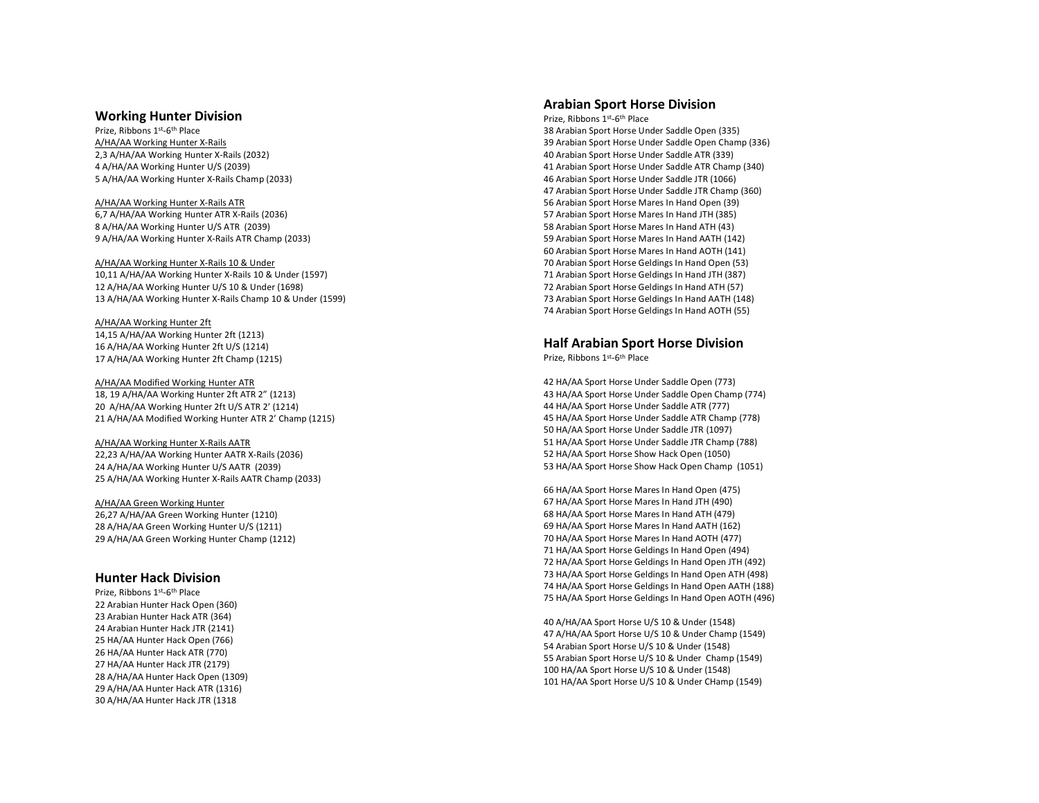## Working Hunter Division

Prize, Ribbons 1st-6th Place

A/HA/AA Working Hunter X-Rails

2,3 A/HA/AA Working Hunter X-Rails (2032)
4 A/HA/AA Working Hunter U/S (2039)
5 A/HA/AA Working Hunter X-Rails Champ (2033)

A/HA/AA Working Hunter X-Rails ATR

6,7 A/HA/AA Working Hunter ATR X-Rails (2036)
8 A/HA/AA Working Hunter U/S ATR (2039)
9 A/HA/AA Working Hunter X-Rails ATR Champ (2033)

A/HA/AA Working Hunter X-Rails 10 & Under

10,11 A/HA/AA Working Hunter X-Rails 10 & Under (1597)
12 A/HA/AA Working Hunter U/S 10 & Under (1698)
13 A/HA/AA Working Hunter X-Rails Champ 10 & Under (1599)

A/HA/AA Working Hunter 2ft

14,15 A/HA/AA Working Hunter 2ft (1213)
16 A/HA/AA Working Hunter 2ft U/S (1214)
17 A/HA/AA Working Hunter 2ft Champ (1215)

A/HA/AA Modified Working Hunter ATR

18, 19 A/HA/AA Working Hunter 2ft ATR 2" (1213)
20 A/HA/AA Working Hunter 2ft U/S ATR 2' (1214)
21 A/HA/AA Modified Working Hunter ATR 2' Champ (1215)

A/HA/AA Working Hunter X-Rails AATR

22,23 A/HA/AA Working Hunter AATR X-Rails (2036)
24 A/HA/AA Working Hunter U/S AATR (2039)
25 A/HA/AA Working Hunter X-Rails AATR Champ (2033)

A/HA/AA Green Working Hunter

26,27 A/HA/AA Green Working Hunter (1210)
28 A/HA/AA Green Working Hunter U/S (1211)
29 A/HA/AA Green Working Hunter Champ (1212)

## Hunter Hack Division

Prize, Ribbons 1st-6th Place

22 Arabian Hunter Hack Open (360)
23 Arabian Hunter Hack ATR (364)
24 Arabian Hunter Hack JTR (2141)
25 HA/AA Hunter Hack Open (766)
26 HA/AA Hunter Hack ATR (770)
27 HA/AA Hunter Hack JTR (2179)
28 A/HA/AA Hunter Hack Open (1309)
29 A/HA/AA Hunter Hack ATR (1316)
30 A/HA/AA Hunter Hack JTR (1318

## Arabian Sport Horse Division

Prize, Ribbons 1st-6th Place

38 Arabian Sport Horse Under Saddle Open (335)
39 Arabian Sport Horse Under Saddle Open Champ (336)
40 Arabian Sport Horse Under Saddle ATR (339)
41 Arabian Sport Horse Under Saddle ATR Champ (340)
46 Arabian Sport Horse Under Saddle JTR (1066)
47 Arabian Sport Horse Under Saddle JTR Champ (360)
56 Arabian Sport Horse Mares In Hand Open (39)
57 Arabian Sport Horse Mares In Hand JTH (385)
58 Arabian Sport Horse Mares In Hand ATH (43)
59 Arabian Sport Horse Mares In Hand AATH (142)
60 Arabian Sport Horse Mares In Hand AOTH (141)
70 Arabian Sport Horse Geldings In Hand Open (53)
71 Arabian Sport Horse Geldings In Hand JTH (387)
72 Arabian Sport Horse Geldings In Hand ATH (57)
73 Arabian Sport Horse Geldings In Hand AATH (148)
74 Arabian Sport Horse Geldings In Hand AOTH (55)

## Half Arabian Sport Horse Division

Prize, Ribbons 1st-6th Place

42 HA/AA Sport Horse Under Saddle Open (773)
43 HA/AA Sport Horse Under Saddle Open Champ (774)
44 HA/AA Sport Horse Under Saddle ATR (777)
45 HA/AA Sport Horse Under Saddle ATR Champ (778)
50 HA/AA Sport Horse Under Saddle JTR (1097)
51 HA/AA Sport Horse Under Saddle JTR Champ (788)
52 HA/AA Sport Horse Show Hack Open (1050)
53 HA/AA Sport Horse Show Hack Open Champ (1051)

66 HA/AA Sport Horse Mares In Hand Open (475)
67 HA/AA Sport Horse Mares In Hand JTH (490)
68 HA/AA Sport Horse Mares In Hand ATH (479)
69 HA/AA Sport Horse Mares In Hand AATH (162)
70 HA/AA Sport Horse Mares In Hand AOTH (477)
71 HA/AA Sport Horse Geldings In Hand Open (494)
72 HA/AA Sport Horse Geldings In Hand Open JTH (492)
73 HA/AA Sport Horse Geldings In Hand Open ATH (498)
74 HA/AA Sport Horse Geldings In Hand Open AATH (188)
75 HA/AA Sport Horse Geldings In Hand Open AOTH (496)

40 A/HA/AA Sport Horse U/S 10 & Under (1548)
47 A/HA/AA Sport Horse U/S 10 & Under Champ (1549)
54 Arabian Sport Horse U/S 10 & Under (1548)
55 Arabian Sport Horse U/S 10 & Under Champ (1549)
100 HA/AA Sport Horse U/S 10 & Under (1548)
101 HA/AA Sport Horse U/S 10 & Under CHamp (1549)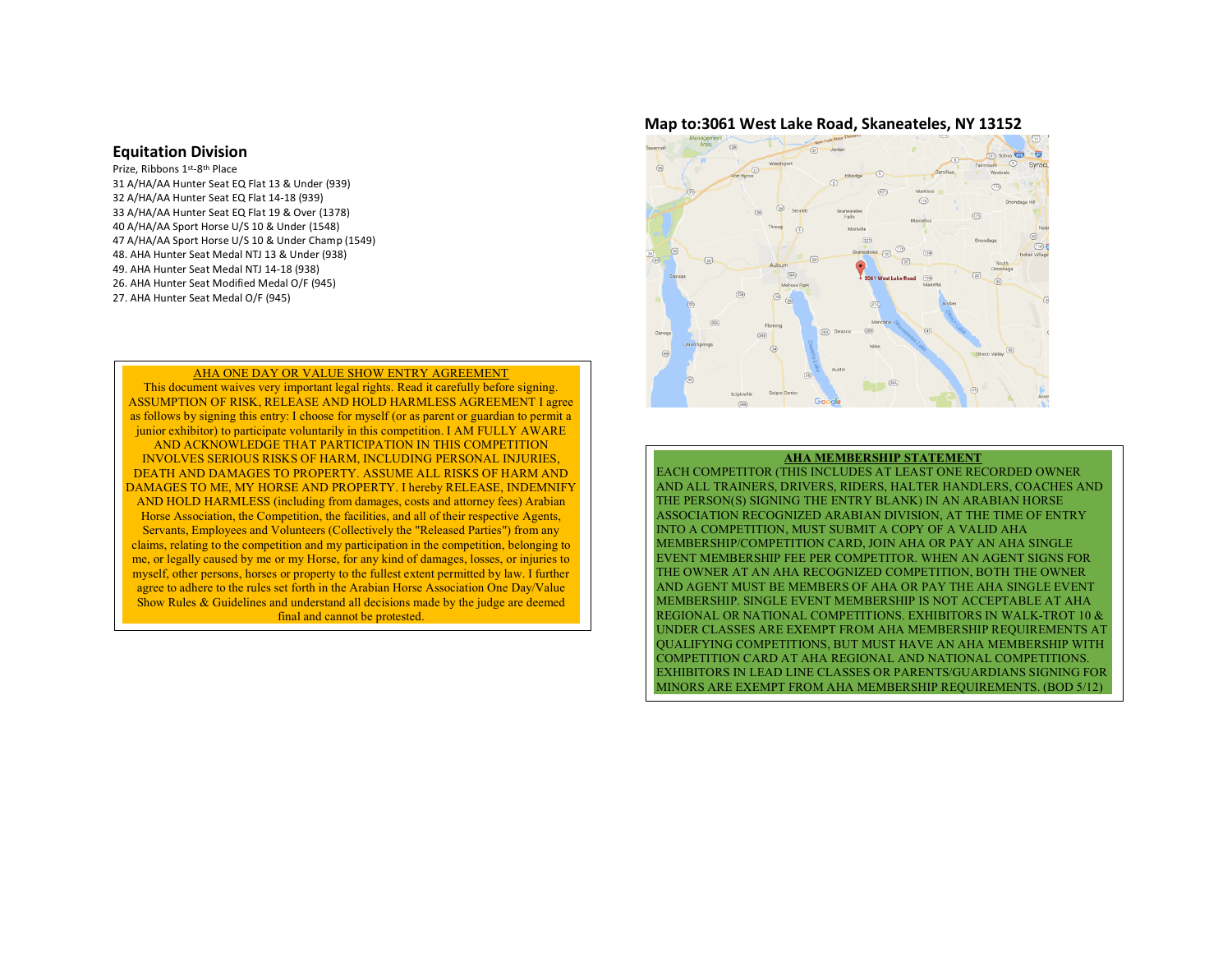## Equitation Division

Prize, Ribbons 1st-8th Place

31 A/HA/AA Hunter Seat EQ Flat 13 & Under (939)
32 A/HA/AA Hunter Seat EQ Flat 14-18 (939)
33 A/HA/AA Hunter Seat EQ Flat 19 & Over (1378)
40 A/HA/AA Sport Horse U/S 10 & Under (1548)
47 A/HA/AA Sport Horse U/S 10 & Under Champ (1549)
48. AHA Hunter Seat Medal NTJ 13 & Under (938)
49. AHA Hunter Seat Medal NTJ 14-18 (938)
26. AHA Hunter Seat Modified Medal O/F (945)
27. AHA Hunter Seat Medal O/F (945)

**AHA ONE DAY OR VALUE SHOW ENTRY AGREEMENT**

This document waives very important legal rights. Read it carefully before signing. ASSUMPTION OF RISK, RELEASE AND HOLD HARMLESS AGREEMENT I agree as follows by signing this entry: I choose for myself (or as parent or guardian to permit a junior exhibitor) to participate voluntarily in this competition. I AM FULLY AWARE AND ACKNOWLEDGE THAT PARTICIPATION IN THIS COMPETITION INVOLVES SERIOUS RISKS OF HARM, INCLUDING PERSONAL INJURIES, DEATH AND DAMAGES TO PROPERTY. ASSUME ALL RISKS OF HARM AND DAMAGES TO ME, MY HORSE AND PROPERTY. I hereby RELEASE, INDEMNIFY AND HOLD HARMLESS (including from damages, costs and attorney fees) Arabian Horse Association, the Competition, the facilities, and all of their respective Agents, Servants, Employees and Volunteers (Collectively the "Released Parties") from any claims, relating to the competition and my participation in the competition, belonging to me, or legally caused by me or my Horse, for any kind of damages, losses, or injuries to myself, other persons, horses or property to the fullest extent permitted by law. I further agree to adhere to the rules set forth in the Arabian Horse Association One Day/Value Show Rules & Guidelines and understand all decisions made by the judge are deemed final and cannot be protested.

## Map to:3061 West Lake Road, Skaneateles, NY 13152

**AHA MEMBERSHIP STATEMENT**

EACH COMPETITOR (THIS INCLUDES AT LEAST ONE RECORDED OWNER AND ALL TRAINERS, DRIVERS, RIDERS, HALTER HANDLERS, COACHES AND THE PERSON(S) SIGNING THE ENTRY BLANK) IN AN ARABIAN HORSE ASSOCIATION RECOGNIZED ARABIAN DIVISION, AT THE TIME OF ENTRY INTO A COMPETITION, MUST SUBMIT A COPY OF A VALID AHA MEMBERSHIP/COMPETITION CARD, JOIN AHA OR PAY AN AHA SINGLE EVENT MEMBERSHIP FEE PER COMPETITOR. WHEN AN AGENT SIGNS FOR THE OWNER AT AN AHA RECOGNIZED COMPETITION, BOTH THE OWNER AND AGENT MUST BE MEMBERS OF AHA OR PAY THE AHA SINGLE EVENT MEMBERSHIP. SINGLE EVENT MEMBERSHIP IS NOT ACCEPTABLE AT AHA REGIONAL OR NATIONAL COMPETITIONS. EXHIBITORS IN WALK-TROT 10 & UNDER CLASSES ARE EXEMPT FROM AHA MEMBERSHIP REQUIREMENTS AT QUALIFYING COMPETITIONS, BUT MUST HAVE AN AHA MEMBERSHIP WITH COMPETITION CARD AT AHA REGIONAL AND NATIONAL COMPETITIONS. EXHIBITORS IN LEAD LINE CLASSES OR PARENTS/GUARDIANS SIGNING FOR MINORS ARE EXEMPT FROM AHA MEMBERSHIP REQUIREMENTS. (BOD 5/12)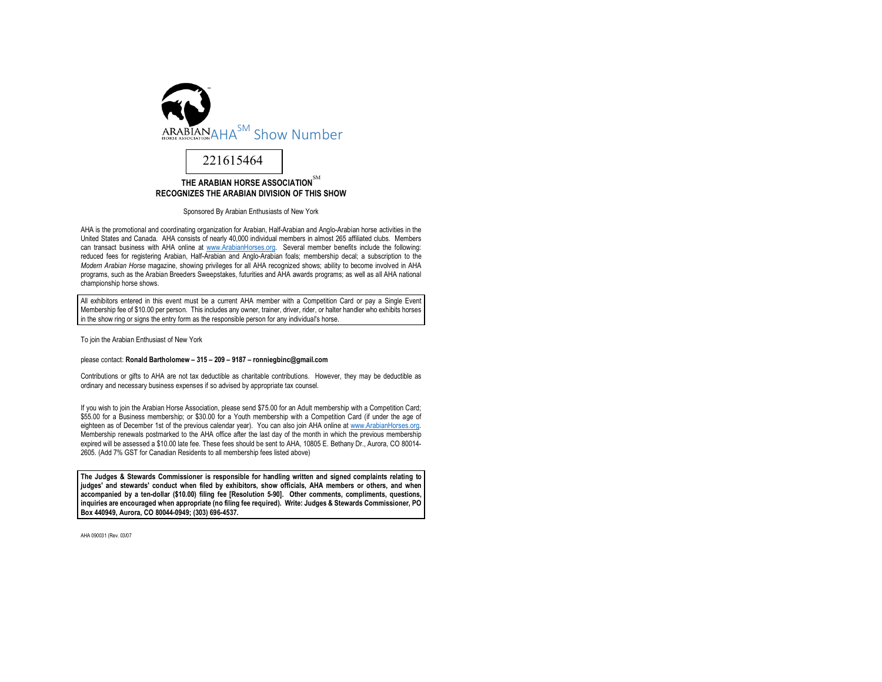ARABIAN HORSE ASSOCIATION AHA[SM] Show Number

221615464

**THE ARABIAN HORSE ASSOCIATION[SM]**
**RECOGNIZES THE ARABIAN DIVISION OF THIS SHOW**

Sponsored By Arabian Enthusiasts of New York

AHA is the promotional and coordinating organization for Arabian, Half-Arabian and Anglo-Arabian horse activities in the United States and Canada. AHA consists of nearly 40,000 individual members in almost 265 affiliated clubs. Members can transact business with AHA online at www.ArabianHorses.org. Several member benefits include the following: reduced fees for registering Arabian, Half-Arabian and Anglo-Arabian foals; membership decal; a subscription to the *Modern Arabian Horse* magazine, showing privileges for all AHA recognized shows; ability to become involved in AHA programs, such as the Arabian Breeders Sweepstakes, futurities and AHA awards programs; as well as all AHA national championship horse shows.

All exhibitors entered in this event must be a current AHA member with a Competition Card or pay a Single Event Membership fee of $10.00 per person. This includes any owner, trainer, driver, rider, or halter handler who exhibits horses in the show ring or signs the entry form as the responsible person for any individual's horse.

To join the Arabian Enthusiast of New York

please contact: **Ronald Bartholomew – 315 – 209 – 9187 – ronniegbinc@gmail.com**

Contributions or gifts to AHA are not tax deductible as charitable contributions. However, they may be deductible as ordinary and necessary business expenses if so advised by appropriate tax counsel.

If you wish to join the Arabian Horse Association, please send $75.00 for an Adult membership with a Competition Card; $55.00 for a Business membership; or $30.00 for a Youth membership with a Competition Card (if under the age of eighteen as of December 1st of the previous calendar year). You can also join AHA online at www.ArabianHorses.org. Membership renewals postmarked to the AHA office after the last day of the month in which the previous membership expired will be assessed a $10.00 late fee. These fees should be sent to AHA, 10805 E. Bethany Dr., Aurora, CO 80014-2605. (Add 7% GST for Canadian Residents to all membership fees listed above)

**The Judges & Stewards Commissioner is responsible for handling written and signed complaints relating to judges' and stewards' conduct when filed by exhibitors, show officials, AHA members or others, and when accompanied by a ten-dollar ($10.00) filing fee [Resolution 5-90]. Other comments, compliments, questions, inquiries are encouraged when appropriate (no filing fee required). Write: Judges & Stewards Commissioner, PO Box 440949, Aurora, CO 80044-0949; (303) 696-4537.**

AHA 090031 (Rev. 03/07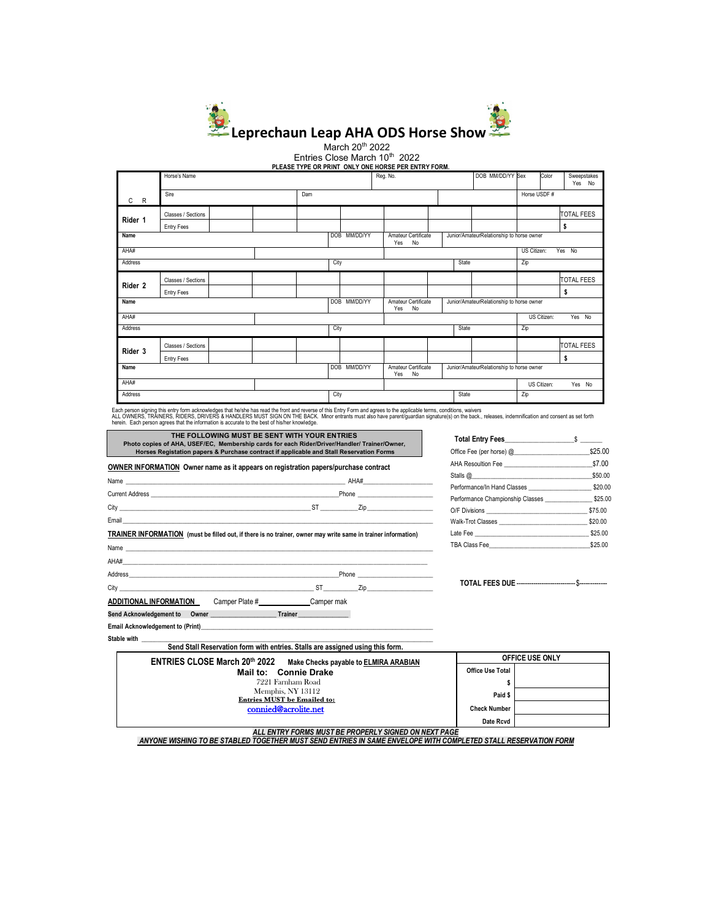# Leprechaun Leap AHA ODS Horse Show

March 20th 2022

Entries Close March 10th 2022

**PLEASE TYPE OR PRINT ONLY ONE HORSE PER ENTRY FORM.**

| | Horse's Name | | | | Reg. No. | | | DOB MM/DD/YY | Sex | Color | Sweepstakes Yes No |
|---|---|---|---|---|---|---|---|---|---|---|---|
| C R | Sire | | Dam | | | | | | Horse USDF # | | |
| **Rider 1** | Classes / Sections | | | | | | | | | | TOTAL FEES |
| | Entry Fees | | | | | | | | | | $ |
| **Name** | | | | DOB MM/DD/YY | Amateur Certificate Yes No | Junior/Amateur/Relationship to horse owner | | | | | |
| AHA# | | | | | | | | | US Citizen: Yes No | | |
| Address | | | | City | | | State | | Zip | | |
| **Rider 2** | Classes / Sections | | | | | | | | | | TOTAL FEES |
| | Entry Fees | | | | | | | | | | $ |
| **Name** | | | | DOB MM/DD/YY | Amateur Certificate Yes No | Junior/Amateur/Relationship to horse owner | | | | | |
| AHA# | | | | | | | | | US Citizen: Yes No | | |
| Address | | | | City | | | State | | Zip | | |
| **Rider 3** | Classes / Sections | | | | | | | | | | TOTAL FEES |
| | Entry Fees | | | | | | | | | | $ |
| **Name** | | | | DOB MM/DD/YY | Amateur Certificate Yes No | Junior/Amateur/Relationship to horse owner | | | | | |
| AHA# | | | | | | | | | US Citizen: Yes No | | |
| Address | | | | City | | | State | | Zip | | |

Each person signing this entry form acknowledges that he/she has read the front and reverse of this Entry Form and agrees to the applicable terms, conditions, waivers
ALL OWNERS, TRAINERS, RIDERS, DRIVERS & HANDLERS MUST SIGN ON THE BACK. Minor entrants must also have parent/guardian signature(s) on the back., releases, indemnification and consent as set forth herein. Each person agrees that the information is accurate to the best of his/her knowledge.

**THE FOLLOWING MUST BE SENT WITH YOUR ENTRIES**
**Photo copies of AHA, USEF/EC, Membership cards for each Rider/Driver/Handler/ Trainer/Owner, Horses Registation papers & Purchase contract if applicable and Stall Reservation Forms**

**OWNER INFORMATION** Owner name as it appears on registration papers/purchase contract

Name ______________________ AHA# ______________

Current Address ______________________ Phone ______________

City ______________ ST ________ Zip ______________

Email ______________________

**TRAINER INFORMATION** (must be filled out, if there is no trainer, owner may write same in trainer information)

Name ______________________

AHA# ______________________

Address ______________________ Phone ______________

City ______________ ST ________ Zip ______________

**ADDITIONAL INFORMATION** Camper Plate # ____________ Camper mak

**Send Acknowledgement to Owner** ____________ **Trainer** ____________

**Email Acknowledgement to (Print)** ______________________

**Stable with** ______________________

**Send Stall Reservation form with entries. Stalls are assigned using this form.**

**Total Entry Fees** ______________ $ ______

Office Fee (per horse) @ ______________ $25.00

AHA Resoultion Fee ______________ $7.00

Stalls @ ______________ $50.00

Performance/In Hand Classes ______________ $20.00

Performance Championship Classes ______________ $25.00

O/F Divisions ______________ $75.00

Walk-Trot Classes ______________ $20.00

Late Fee ______________ $25.00

TBA Class Fee ______________ $25.00

**TOTAL FEES DUE** ---------------------------$-------------

**ENTRIES CLOSE March 20th 2022** **Make Checks payable to ELMIRA ARABIAN**

**Mail to: Connie Drake**
7221 Farnham Road
Memphis, NY 13112
**Entries MUST be Emailed to:**
connied@acrolite.net

| OFFICE USE ONLY | |
|---|---|
| **Office Use Total $** | |
| **Paid $** | |
| **Check Number** | |
| **Date Rcvd** | |

***ALL ENTRY FORMS MUST BE PROPERLY SIGNED ON NEXT PAGE***

***ANYONE WISHING TO BE STABLED TOGETHER MUST SEND ENTRIES IN SAME ENVELOPE WITH COMPLETED STALL RESERVATION FORM***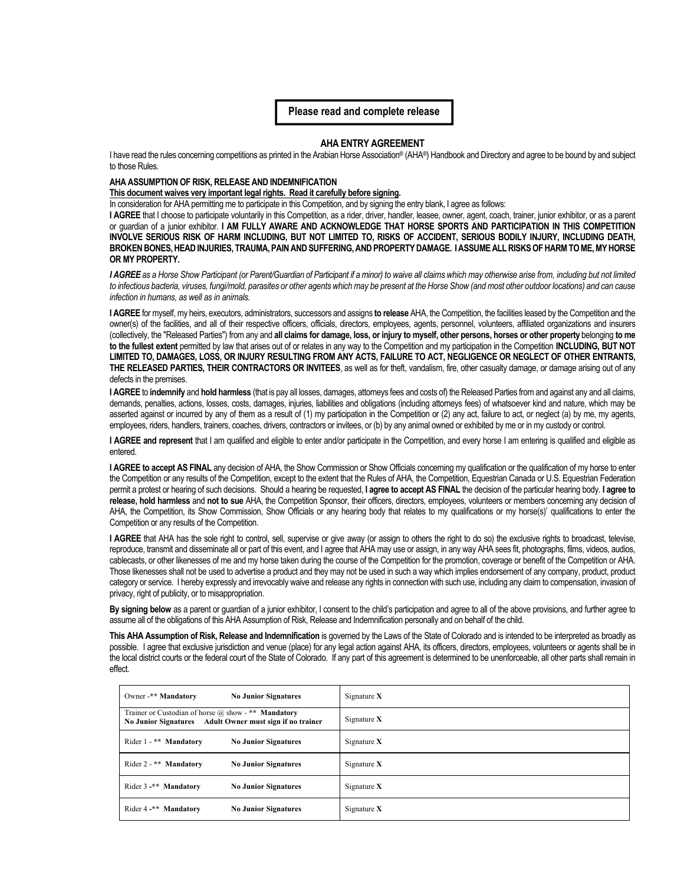**Please read and complete release**

## AHA ENTRY AGREEMENT

I have read the rules concerning competitions as printed in the Arabian Horse Association® (AHA®) Handbook and Directory and agree to be bound by and subject to those Rules.

**AHA ASSUMPTION OF RISK, RELEASE AND INDEMNIFICATION**

**This document waives very important legal rights. Read it carefully before signing.**

In consideration for AHA permitting me to participate in this Competition, and by signing the entry blank, I agree as follows:

**I AGREE** that I choose to participate voluntarily in this Competition, as a rider, driver, handler, leasee, owner, agent, coach, trainer, junior exhibitor, or as a parent or guardian of a junior exhibitor. **I AM FULLY AWARE AND ACKNOWLEDGE THAT HORSE SPORTS AND PARTICIPATION IN THIS COMPETITION INVOLVE SERIOUS RISK OF HARM INCLUDING, BUT NOT LIMITED TO, RISKS OF ACCIDENT, SERIOUS BODILY INJURY, INCLUDING DEATH, BROKEN BONES, HEAD INJURIES, TRAUMA, PAIN AND SUFFERING, AND PROPERTY DAMAGE. I ASSUME ALL RISKS OF HARM TO ME, MY HORSE OR MY PROPERTY.**

***I AGREE*** *as a Horse Show Participant (or Parent/Guardian of Participant if a minor) to waive all claims which may otherwise arise from, including but not limited to infectious bacteria, viruses, fungi/mold, parasites or other agents which may be present at the Horse Show (and most other outdoor locations) and can cause infection in humans, as well as in animals.*

**I AGREE** for myself, my heirs, executors, administrators, successors and assigns **to release** AHA, the Competition, the facilities leased by the Competition and the owner(s) of the facilities, and all of their respective officers, officials, directors, employees, agents, personnel, volunteers, affiliated organizations and insurers (collectively, the "Released Parties") from any and **all claims for damage, loss, or injury to myself, other persons, horses or other property** belonging **to me to the fullest extent** permitted by law that arises out of or relates in any way to the Competition and my participation in the Competition **INCLUDING, BUT NOT LIMITED TO, DAMAGES, LOSS, OR INJURY RESULTING FROM ANY ACTS, FAILURE TO ACT, NEGLIGENCE OR NEGLECT OF OTHER ENTRANTS, THE RELEASED PARTIES, THEIR CONTRACTORS OR INVITEES**, as well as for theft, vandalism, fire, other casualty damage, or damage arising out of any defects in the premises.

**I AGREE** to **indemnify** and **hold harmless** (that is pay all losses, damages, attorneys fees and costs of) the Released Parties from and against any and all claims, demands, penalties, actions, losses, costs, damages, injuries, liabilities and obligations (including attorneys fees) of whatsoever kind and nature, which may be asserted against or incurred by any of them as a result of (1) my participation in the Competition or (2) any act, failure to act, or neglect (a) by me, my agents, employees, riders, handlers, trainers, coaches, drivers, contractors or invitees, or (b) by any animal owned or exhibited by me or in my custody or control.

**I AGREE and represent** that I am qualified and eligible to enter and/or participate in the Competition, and every horse I am entering is qualified and eligible as entered.

**I AGREE to accept AS FINAL** any decision of AHA, the Show Commission or Show Officials concerning my qualification or the qualification of my horse to enter the Competition or any results of the Competition, except to the extent that the Rules of AHA, the Competition, Equestrian Canada or U.S. Equestrian Federation permit a protest or hearing of such decisions. Should a hearing be requested, **I agree to accept AS FINAL** the decision of the particular hearing body. **I agree to release, hold harmless** and **not to sue** AHA, the Competition Sponsor, their officers, directors, employees, volunteers or members concerning any decision of AHA, the Competition, its Show Commission, Show Officials or any hearing body that relates to my qualifications or my horse(s)' qualifications to enter the Competition or any results of the Competition.

**I AGREE** that AHA has the sole right to control, sell, supervise or give away (or assign to others the right to do so) the exclusive rights to broadcast, televise, reproduce, transmit and disseminate all or part of this event, and I agree that AHA may use or assign, in any way AHA sees fit, photographs, films, videos, audios, cablecasts, or other likenesses of me and my horse taken during the course of the Competition for the promotion, coverage or benefit of the Competition or AHA. Those likenesses shall not be used to advertise a product and they may not be used in such a way which implies endorsement of any company, product, product category or service. I hereby expressly and irrevocably waive and release any rights in connection with such use, including any claim to compensation, invasion of privacy, right of publicity, or to misappropriation.

**By signing below** as a parent or guardian of a junior exhibitor, I consent to the child's participation and agree to all of the above provisions, and further agree to assume all of the obligations of this AHA Assumption of Risk, Release and Indemnification personally and on behalf of the child.

**This AHA Assumption of Risk, Release and Indemnification** is governed by the Laws of the State of Colorado and is intended to be interpreted as broadly as possible. I agree that exclusive jurisdiction and venue (place) for any legal action against AHA, its officers, directors, employees, volunteers or agents shall be in the local district courts or the federal court of the State of Colorado. If any part of this agreement is determined to be unenforceable, all other parts shall remain in effect.

| | |
|---|---|
| Owner -** **Mandatory** **No Junior Signatures** | Signature **X** |
| Trainer or Custodian of horse @ show - ** **Mandatory** **No Junior Signatures** **Adult Owner must sign if no trainer** | Signature **X** |
| Rider 1 - ** **Mandatory** **No Junior Signatures** | Signature **X** |
| Rider 2 - ** **Mandatory** **No Junior Signatures** | Signature **X** |
| Rider 3 -** **Mandatory** **No Junior Signatures** | Signature **X** |
| Rider 4 -** **Mandatory** **No Junior Signatures** | Signature **X** |